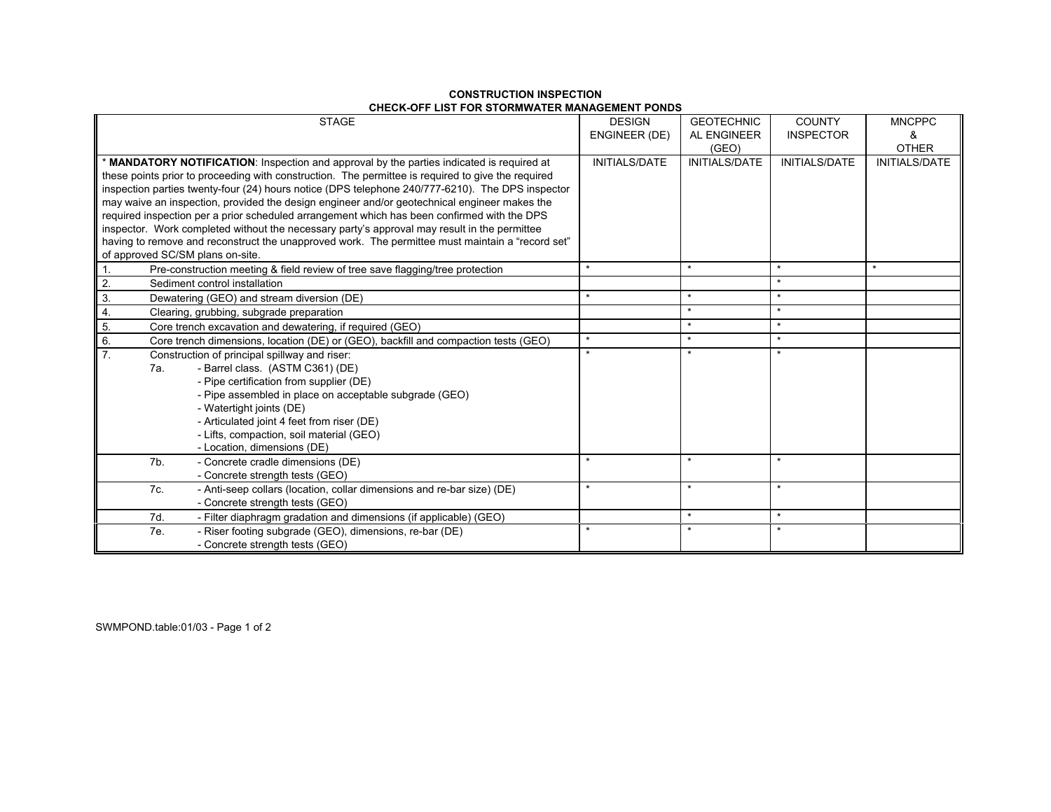# CONSTRUCTION INSPECTION
## CHECK-OFF LIST FOR STORMWATER MANAGEMENT PONDS

| STAGE | DESIGN ENGINEER (DE) | GEOTECHNICAL ENGINEER (GEO) | COUNTY INSPECTOR | MNCPPC & OTHER |
|---|---|---|---|---|
| * **MANDATORY NOTIFICATION**: Inspection and approval by the parties indicated is required at these points prior to proceeding with construction. The permittee is required to give the required inspection parties twenty-four (24) hours notice (DPS telephone 240/777-6210). The DPS inspector may waive an inspection, provided the design engineer and/or geotechnical engineer makes the required inspection per a prior scheduled arrangement which has been confirmed with the DPS inspector. Work completed without the necessary party's approval may result in the permittee having to remove and reconstruct the unapproved work. The permittee must maintain a "record set" of approved SC/SM plans on-site. | INITIALS/DATE | INITIALS/DATE | INITIALS/DATE | INITIALS/DATE |
| 1. Pre-construction meeting & field review of tree save flagging/tree protection | * | * | * | * |
| 2. Sediment control installation | | | * | |
| 3. Dewatering (GEO) and stream diversion (DE) | * | * | * | |
| 4. Clearing, grubbing, subgrade preparation | | * | * | |
| 5. Core trench excavation and dewatering, if required (GEO) | | * | * | |
| 6. Core trench dimensions, location (DE) or (GEO), backfill and compaction tests (GEO) | * | * | * | |
| 7. Construction of principal spillway and riser:<br>7a. - Barrel class. (ASTM C361) (DE)<br>- Pipe certification from supplier (DE)<br>- Pipe assembled in place on acceptable subgrade (GEO)<br>- Watertight joints (DE)<br>- Articulated joint 4 feet from riser (DE)<br>- Lifts, compaction, soil material (GEO)<br>- Location, dimensions (DE) | * | * | * | |
| 7b. - Concrete cradle dimensions (DE)<br>- Concrete strength tests (GEO) | * | * | * | |
| 7c. - Anti-seep collars (location, collar dimensions and re-bar size) (DE)<br>- Concrete strength tests (GEO) | * | * | * | |
| 7d. - Filter diaphragm gradation and dimensions (if applicable) (GEO) | | * | * | |
| 7e. - Riser footing subgrade (GEO), dimensions, re-bar (DE)<br>- Concrete strength tests (GEO) | * | * | * | |

SWMPOND.table:01/03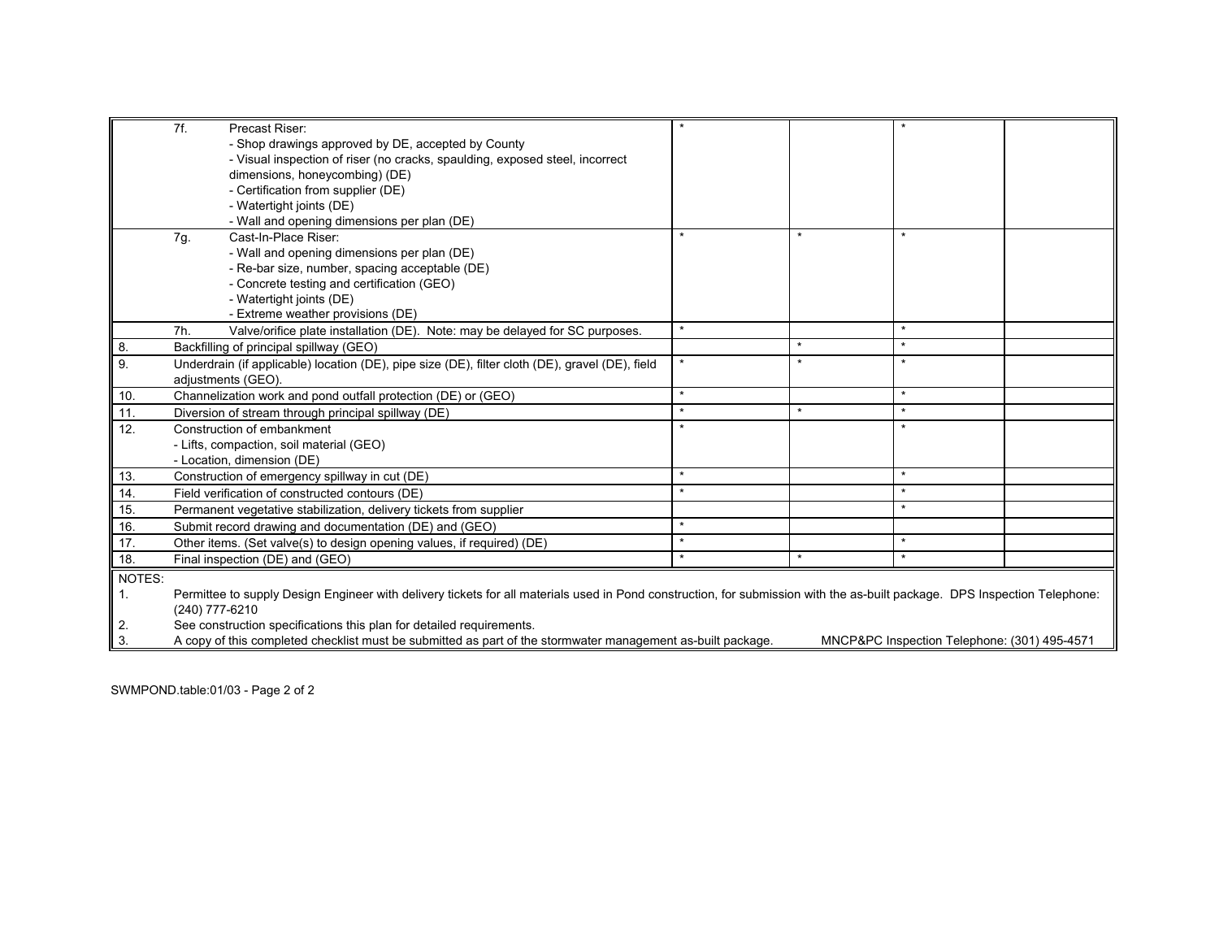| | | | | | |
|---|---|---|---|---|---|
| | 7f. Precast Riser:<br>- Shop drawings approved by DE, accepted by County<br>- Visual inspection of riser (no cracks, spaulding, exposed steel, incorrect dimensions, honeycombing) (DE)<br>- Certification from supplier (DE)<br>- Watertight joints (DE)<br>- Wall and opening dimensions per plan (DE) | * | | * | |
| | 7g. Cast-In-Place Riser:<br>- Wall and opening dimensions per plan (DE)<br>- Re-bar size, number, spacing acceptable (DE)<br>- Concrete testing and certification (GEO)<br>- Watertight joints (DE)<br>- Extreme weather provisions (DE) | * | * | * | |
| | 7h. Valve/orifice plate installation (DE). Note: may be delayed for SC purposes. | * | | * | |
| 8. | Backfilling of principal spillway (GEO) | | * | * | |
| 9. | Underdrain (if applicable) location (DE), pipe size (DE), filter cloth (DE), gravel (DE), field adjustments (GEO). | * | * | * | |
| 10. | Channelization work and pond outfall protection (DE) or (GEO) | * | | * | |
| 11. | Diversion of stream through principal spillway (DE) | * | * | * | |
| 12. | Construction of embankment<br>- Lifts, compaction, soil material (GEO)<br>- Location, dimension (DE) | * | | * | |
| 13. | Construction of emergency spillway in cut (DE) | * | | * | |
| 14. | Field verification of constructed contours (DE) | * | | * | |
| 15. | Permanent vegetative stabilization, delivery tickets from supplier | | | * | |
| 16. | Submit record drawing and documentation (DE) and (GEO) | * | | | |
| 17. | Other items. (Set valve(s) to design opening values, if required) (DE) | * | | * | |
| 18. | Final inspection (DE) and (GEO) | * | * | * | |

NOTES:

1. Permittee to supply Design Engineer with delivery tickets for all materials used in Pond construction, for submission with the as-built package. DPS Inspection Telephone: (240) 777-6210
2. See construction specifications this plan for detailed requirements.
3. A copy of this completed checklist must be submitted as part of the stormwater management as-built package. MNCP&PC Inspection Telephone: (301) 495-4571

SWMPOND.table:01/03